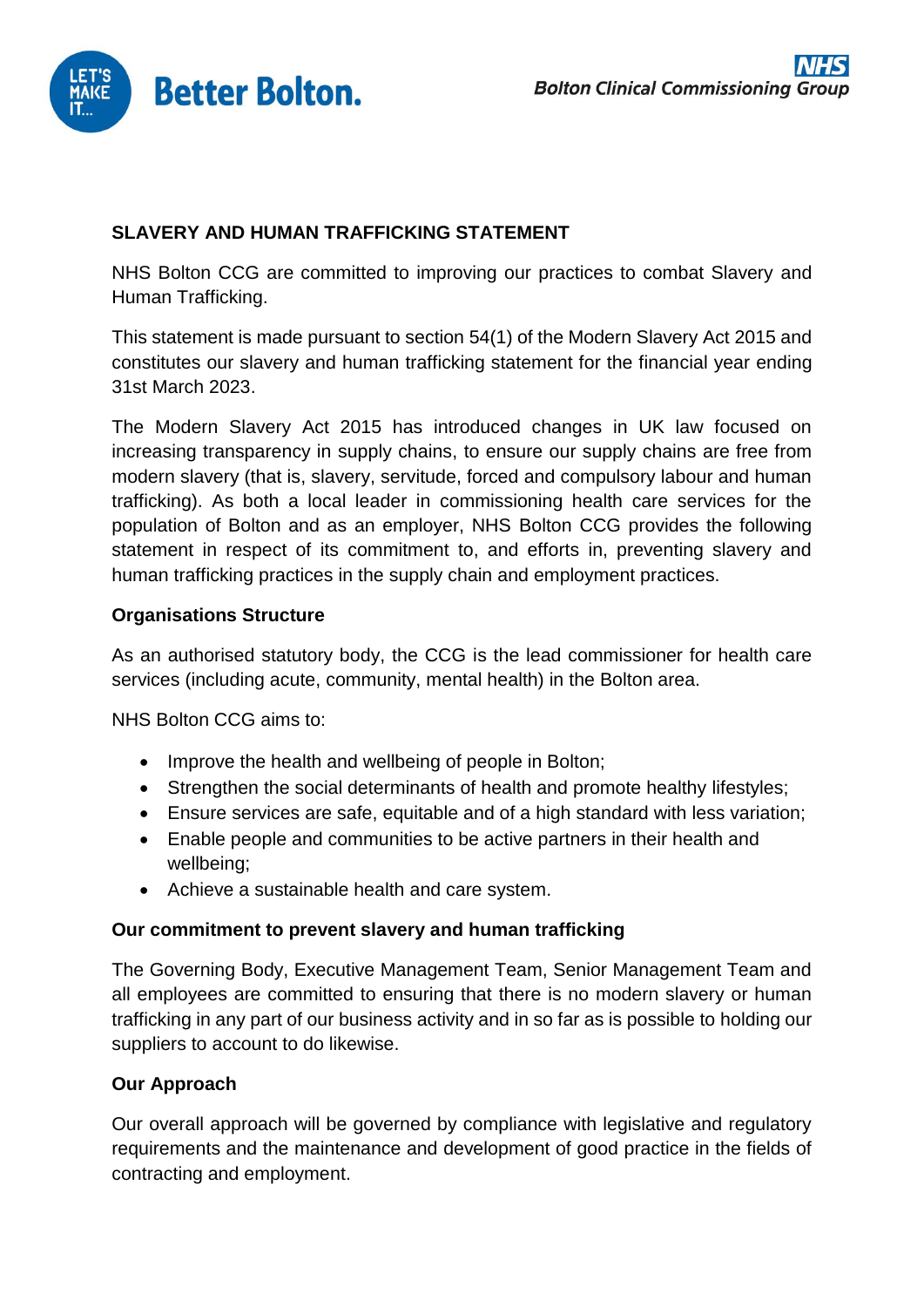# SLAVERY AND HUMAN TRAFFICKING STATEMENT

NHS Bolton CCG are committed to improving our practices to combat Slavery and Human Trafficking.

This statement is made pursuant to section 54(1) of the Modern Slavery Act 2015 and constitutes our slavery and human trafficking statement for the financial year ending 31st March 2023.

The Modern Slavery Act 2015 has introduced changes in UK law focused on increasing transparency in supply chains, to ensure our supply chains are free from modern slavery (that is, slavery, servitude, forced and compulsory labour and human trafficking). As both a local leader in commissioning health care services for the population of Bolton and as an employer, NHS Bolton CCG provides the following statement in respect of its commitment to, and efforts in, preventing slavery and human trafficking practices in the supply chain and employment practices.

## Organisations Structure

As an authorised statutory body, the CCG is the lead commissioner for health care services (including acute, community, mental health) in the Bolton area.

NHS Bolton CCG aims to:

- Improve the health and wellbeing of people in Bolton;
- Strengthen the social determinants of health and promote healthy lifestyles;
- Ensure services are safe, equitable and of a high standard with less variation;
- Enable people and communities to be active partners in their health and wellbeing;
- Achieve a sustainable health and care system.

## Our commitment to prevent slavery and human trafficking

The Governing Body, Executive Management Team, Senior Management Team and all employees are committed to ensuring that there is no modern slavery or human trafficking in any part of our business activity and in so far as is possible to holding our suppliers to account to do likewise.

## Our Approach

Our overall approach will be governed by compliance with legislative and regulatory requirements and the maintenance and development of good practice in the fields of contracting and employment.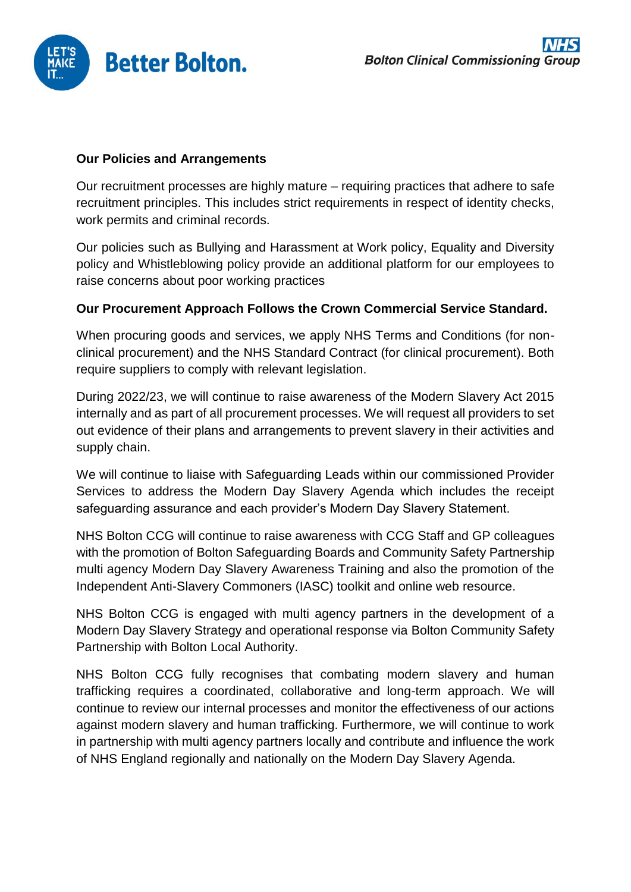**Our Policies and Arrangements**

Our recruitment processes are highly mature – requiring practices that adhere to safe recruitment principles. This includes strict requirements in respect of identity checks, work permits and criminal records.

Our policies such as Bullying and Harassment at Work policy, Equality and Diversity policy and Whistleblowing policy provide an additional platform for our employees to raise concerns about poor working practices

**Our Procurement Approach Follows the Crown Commercial Service Standard.**

When procuring goods and services, we apply NHS Terms and Conditions (for non-clinical procurement) and the NHS Standard Contract (for clinical procurement). Both require suppliers to comply with relevant legislation.

During 2022/23, we will continue to raise awareness of the Modern Slavery Act 2015 internally and as part of all procurement processes. We will request all providers to set out evidence of their plans and arrangements to prevent slavery in their activities and supply chain.

We will continue to liaise with Safeguarding Leads within our commissioned Provider Services to address the Modern Day Slavery Agenda which includes the receipt safeguarding assurance and each provider's Modern Day Slavery Statement.

NHS Bolton CCG will continue to raise awareness with CCG Staff and GP colleagues with the promotion of Bolton Safeguarding Boards and Community Safety Partnership multi agency Modern Day Slavery Awareness Training and also the promotion of the Independent Anti-Slavery Commoners (IASC) toolkit and online web resource.

NHS Bolton CCG is engaged with multi agency partners in the development of a Modern Day Slavery Strategy and operational response via Bolton Community Safety Partnership with Bolton Local Authority.

NHS Bolton CCG fully recognises that combating modern slavery and human trafficking requires a coordinated, collaborative and long-term approach. We will continue to review our internal processes and monitor the effectiveness of our actions against modern slavery and human trafficking. Furthermore, we will continue to work in partnership with multi agency partners locally and contribute and influence the work of NHS England regionally and nationally on the Modern Day Slavery Agenda.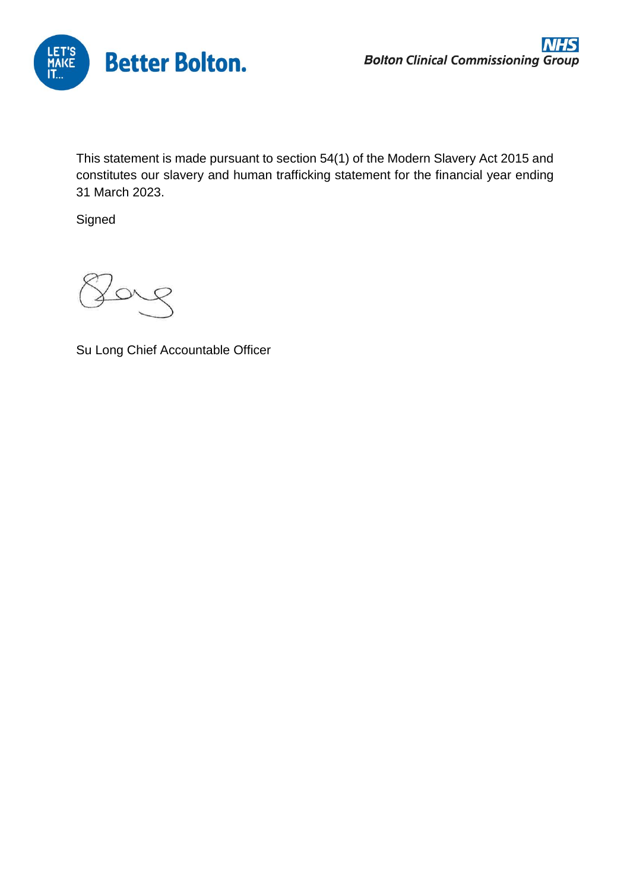This statement is made pursuant to section 54(1) of the Modern Slavery Act 2015 and constitutes our slavery and human trafficking statement for the financial year ending 31 March 2023.

Signed

Su Long Chief Accountable Officer